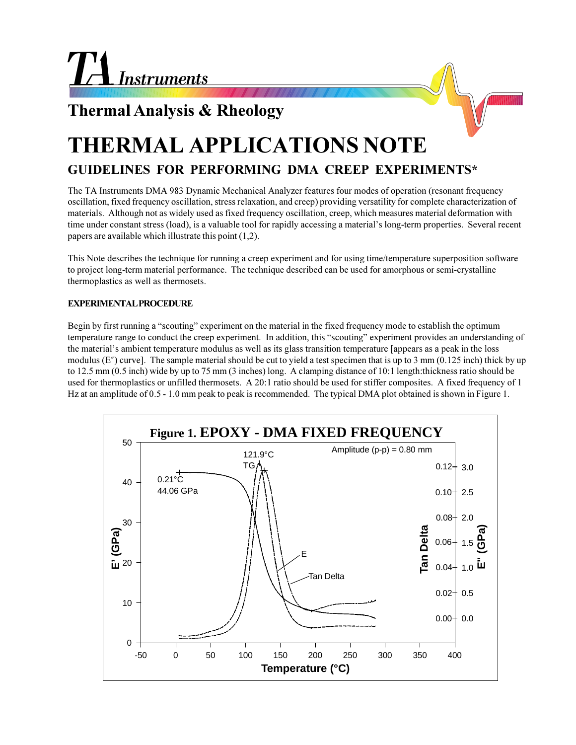TA Instruments

**Thermal Analysis & Rheology**

# THERMAL APPLICATIONS NOTE

## GUIDELINES FOR PERFORMING DMA CREEP EXPERIMENTS*

The TA Instruments DMA 983 Dynamic Mechanical Analyzer features four modes of operation (resonant frequency oscillation, fixed frequency oscillation, stress relaxation, and creep) providing versatility for complete characterization of materials. Although not as widely used as fixed frequency oscillation, creep, which measures material deformation with time under constant stress (load), is a valuable tool for rapidly accessing a material's long-term properties. Several recent papers are available which illustrate this point (1,2).

This Note describes the technique for running a creep experiment and for using time/temperature superposition software to project long-term material performance. The technique described can be used for amorphous or semi-crystalline thermoplastics as well as thermosets.

#### EXPERIMENTAL PROCEDURE

Begin by first running a "scouting" experiment on the material in the fixed frequency mode to establish the optimum temperature range to conduct the creep experiment. In addition, this "scouting" experiment provides an understanding of the material's ambient temperature modulus as well as its glass transition temperature [appears as a peak in the loss modulus (E″) curve]. The sample material should be cut to yield a test specimen that is up to 3 mm (0.125 inch) thick by up to 12.5 mm (0.5 inch) wide by up to 75 mm (3 inches) long. A clamping distance of 10:1 length:thickness ratio should be used for thermoplastics or unfilled thermosets. A 20:1 ratio should be used for stiffer composites. A fixed frequency of 1 Hz at an amplitude of 0.5 - 1.0 mm peak to peak is recommended. The typical DMA plot obtained is shown in Figure 1.

Figure 1. EPOXY - DMA FIXED FREQUENCY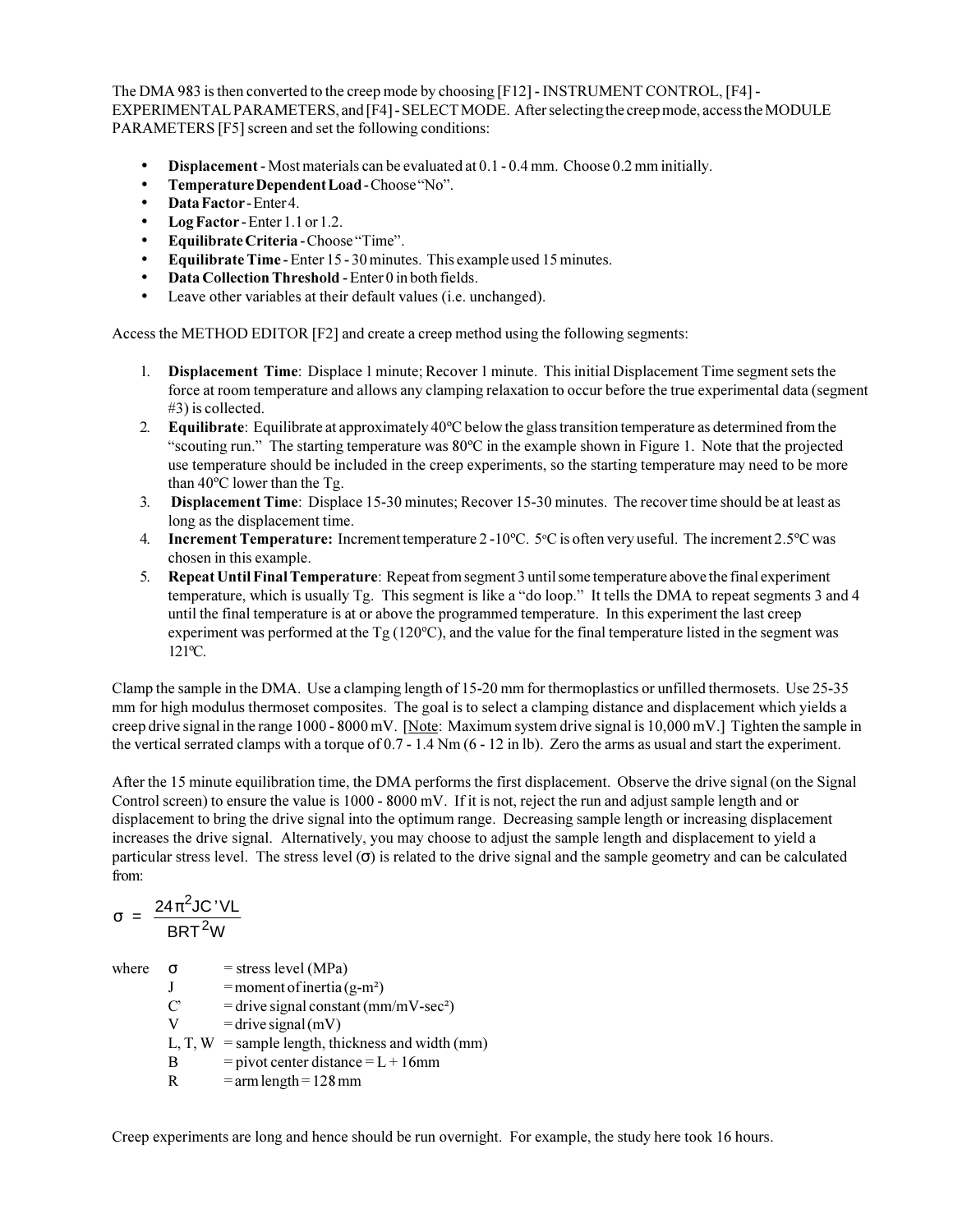The DMA 983 is then converted to the creep mode by choosing [F12] - INSTRUMENT CONTROL, [F4] - EXPERIMENTAL PARAMETERS, and [F4] - SELECT MODE. After selecting the creep mode, access the MODULE PARAMETERS [F5] screen and set the following conditions:

- **Displacement** - Most materials can be evaluated at 0.1 - 0.4 mm. Choose 0.2 mm initially.
- **Temperature Dependent Load** - Choose "No".
- **Data Factor** - Enter 4.
- **Log Factor** - Enter 1.1 or 1.2.
- **Equilibrate Criteria** - Choose "Time".
- **Equilibrate Time** - Enter 15 - 30 minutes. This example used 15 minutes.
- **Data Collection Threshold** - Enter 0 in both fields.
- Leave other variables at their default values (i.e. unchanged).

Access the METHOD EDITOR [F2] and create a creep method using the following segments:

1. **Displacement Time**: Displace 1 minute; Recover 1 minute. This initial Displacement Time segment sets the force at room temperature and allows any clamping relaxation to occur before the true experimental data (segment #3) is collected.
2. **Equilibrate**: Equilibrate at approximately 40ºC below the glass transition temperature as determined from the "scouting run." The starting temperature was 80ºC in the example shown in Figure 1. Note that the projected use temperature should be included in the creep experiments, so the starting temperature may need to be more than 40ºC lower than the Tg.
3. **Displacement Time**: Displace 15-30 minutes; Recover 15-30 minutes. The recover time should be at least as long as the displacement time.
4. **Increment Temperature:** Increment temperature 2 -10ºC. 5ºC is often very useful. The increment 2.5ºC was chosen in this example.
5. **Repeat Until Final Temperature**: Repeat from segment 3 until some temperature above the final experiment temperature, which is usually Tg. This segment is like a "do loop." It tells the DMA to repeat segments 3 and 4 until the final temperature is at or above the programmed temperature. In this experiment the last creep experiment was performed at the Tg (120ºC), and the value for the final temperature listed in the segment was 121ºC.

Clamp the sample in the DMA. Use a clamping length of 15-20 mm for thermoplastics or unfilled thermosets. Use 25-35 mm for high modulus thermoset composites. The goal is to select a clamping distance and displacement which yields a creep drive signal in the range 1000 - 8000 mV. [Note: Maximum system drive signal is 10,000 mV.] Tighten the sample in the vertical serrated clamps with a torque of 0.7 - 1.4 Nm (6 - 12 in lb). Zero the arms as usual and start the experiment.

After the 15 minute equilibration time, the DMA performs the first displacement. Observe the drive signal (on the Signal Control screen) to ensure the value is 1000 - 8000 mV. If it is not, reject the run and adjust sample length and or displacement to bring the drive signal into the optimum range. Decreasing sample length or increasing displacement increases the drive signal. Alternatively, you may choose to adjust the sample length and displacement to yield a particular stress level. The stress level ($\sigma$) is related to the drive signal and the sample geometry and can be calculated from:

$$\sigma = \frac{24\pi^2 J C' V L}{B R T^2 W}$$

where
- $\sigma$ = stress level (MPa)
- $J$ = moment of inertia (g-m²)
- $C'$ = drive signal constant (mm/mV-sec²)
- $V$ = drive signal (mV)
- $L, T, W$ = sample length, thickness and width (mm)
- $B$ = pivot center distance = L + 16mm
- $R$ = arm length = 128 mm

Creep experiments are long and hence should be run overnight. For example, the study here took 16 hours.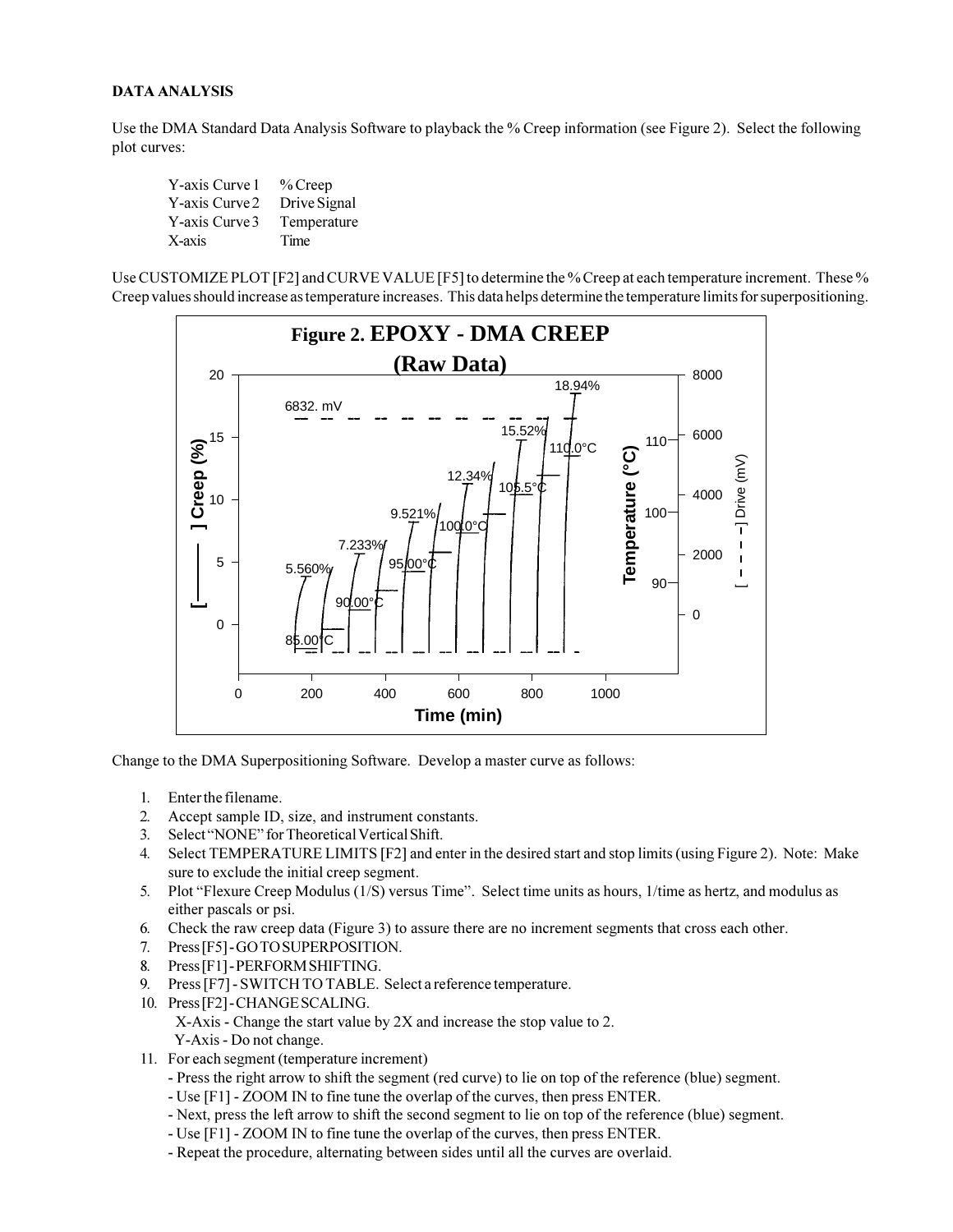**DATA ANALYSIS**

Use the DMA Standard Data Analysis Software to playback the % Creep information (see Figure 2). Select the following plot curves:

| | |
|---|---|
| Y-axis Curve 1 | % Creep |
| Y-axis Curve 2 | Drive Signal |
| Y-axis Curve 3 | Temperature |
| X-axis | Time |

Use CUSTOMIZE PLOT [F2] and CURVE VALUE [F5] to determine the % Creep at each temperature increment. These % Creep values should increase as temperature increases. This data helps determine the temperature limits for superpositioning.

**Figure 2. EPOXY - DMA CREEP (Raw Data)**

Change to the DMA Superpositioning Software. Develop a master curve as follows:

1. Enter the filename.
2. Accept sample ID, size, and instrument constants.
3. Select "NONE" for Theoretical Vertical Shift.
4. Select TEMPERATURE LIMITS [F2] and enter in the desired start and stop limits (using Figure 2). Note: Make sure to exclude the initial creep segment.
5. Plot "Flexure Creep Modulus (1/S) versus Time". Select time units as hours, 1/time as hertz, and modulus as either pascals or psi.
6. Check the raw creep data (Figure 3) to assure there are no increment segments that cross each other.
7. Press [F5] - GO TO SUPERPOSITION.
8. Press [F1] - PERFORM SHIFTING.
9. Press [F7] - SWITCH TO TABLE. Select a reference temperature.
10. Press [F2] - CHANGE SCALING.
    X-Axis - Change the start value by 2X and increase the stop value to 2.
    Y-Axis - Do not change.
11. For each segment (temperature increment)
    - Press the right arrow to shift the segment (red curve) to lie on top of the reference (blue) segment.
    - Use [F1] - ZOOM IN to fine tune the overlap of the curves, then press ENTER.
    - Next, press the left arrow to shift the second segment to lie on top of the reference (blue) segment.
    - Use [F1] - ZOOM IN to fine tune the overlap of the curves, then press ENTER.
    - Repeat the procedure, alternating between sides until all the curves are overlaid.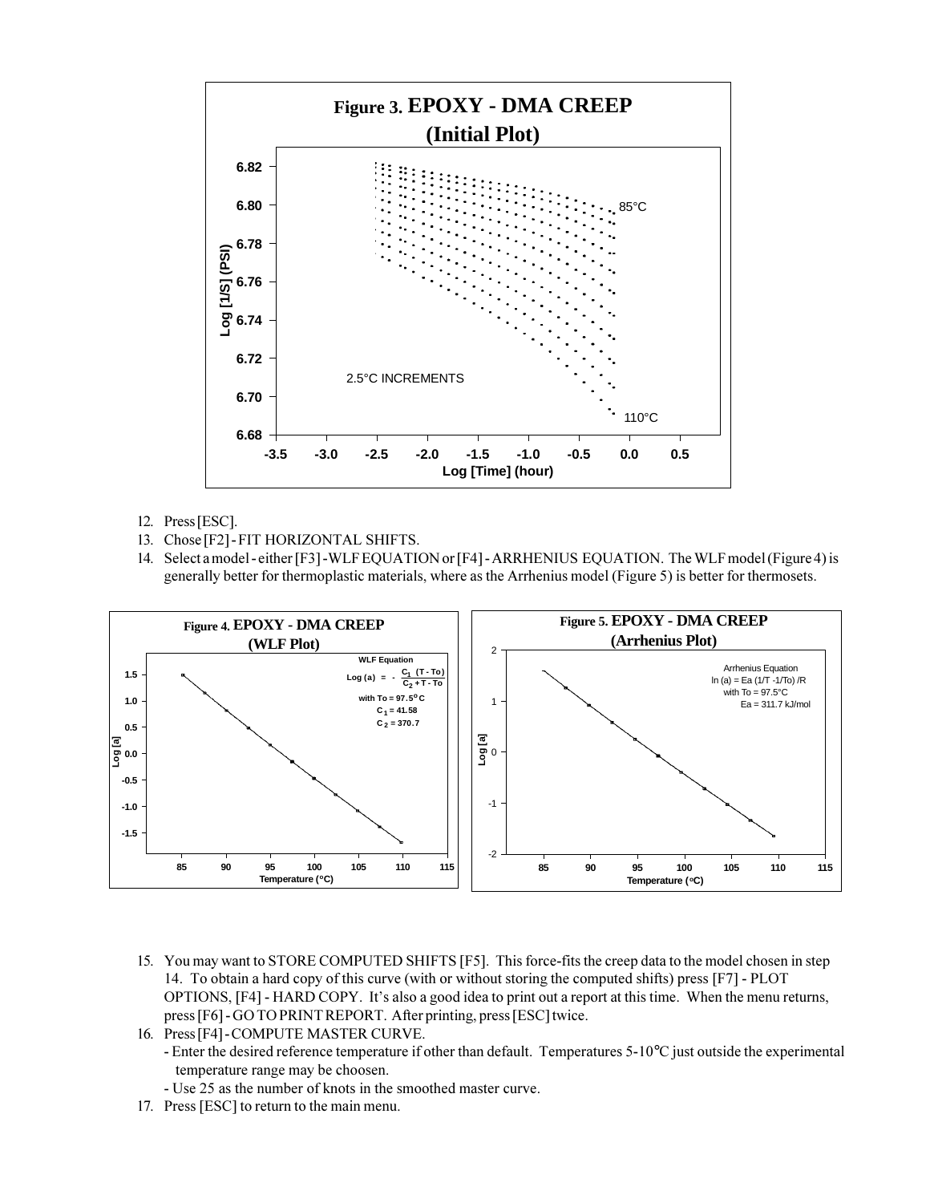**Figure 3. EPOXY - DMA CREEP (Initial Plot)**

12. Press [ESC].
13. Chose [F2] - FIT HORIZONTAL SHIFTS.
14. Select a model - either [F3] - WLF EQUATION or [F4] - ARRHENIUS EQUATION. The WLF model (Figure 4) is generally better for thermoplastic materials, where as the Arrhenius model (Figure 5) is better for thermosets.

**Figure 4. EPOXY - DMA CREEP (WLF Plot)**

**Figure 5. EPOXY - DMA CREEP (Arrhenius Plot)**

15. You may want to STORE COMPUTED SHIFTS [F5]. This force-fits the creep data to the model chosen in step 14. To obtain a hard copy of this curve (with or without storing the computed shifts) press [F7] - PLOT OPTIONS, [F4] - HARD COPY. It's also a good idea to print out a report at this time. When the menu returns, press [F6] - GO TO PRINT REPORT. After printing, press [ESC] twice.
16. Press [F4] - COMPUTE MASTER CURVE.
    - Enter the desired reference temperature if other than default. Temperatures 5-10°C just outside the experimental temperature range may be choosen.
    - Use 25 as the number of knots in the smoothed master curve.
17. Press [ESC] to return to the main menu.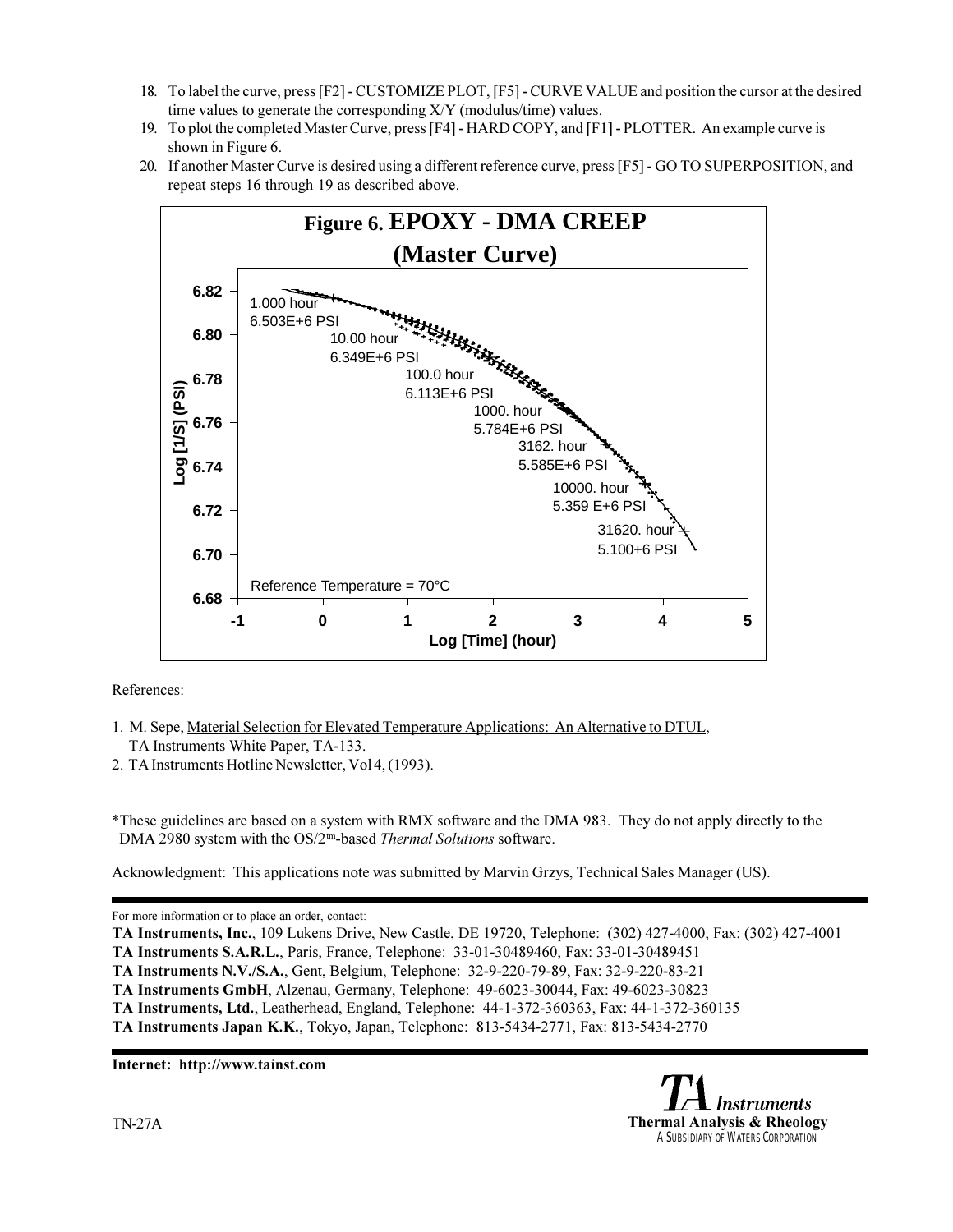18. To label the curve, press [F2] - CUSTOMIZE PLOT, [F5] - CURVE VALUE and position the cursor at the desired time values to generate the corresponding X/Y (modulus/time) values.
19. To plot the completed Master Curve, press [F4] - HARD COPY, and [F1] - PLOTTER. An example curve is shown in Figure 6.
20. If another Master Curve is desired using a different reference curve, press [F5] - GO TO SUPERPOSITION, and repeat steps 16 through 19 as described above.

**Figure 6. EPOXY - DMA CREEP (Master Curve)**

Log [1/S] (PSI)

6.82
6.80
6.78
6.76
6.74
6.72
6.70
6.68

Log [Time] (hour)

-1 0 1 2 3 4 5

1.000 hour
6.503E+6 PSI

10.00 hour
6.349E+6 PSI

100.0 hour
6.113E+6 PSI

1000. hour
5.784E+6 PSI

3162. hour
5.585E+6 PSI

10000. hour
5.359 E+6 PSI

31620. hour
5.100+6 PSI

Reference Temperature = 70°C

References:

1. M. Sepe, Material Selection for Elevated Temperature Applications: An Alternative to DTUL, TA Instruments White Paper, TA-133.
2. TA Instruments Hotline Newsletter, Vol 4, (1993).

*These guidelines are based on a system with RMX software and the DMA 983. They do not apply directly to the DMA 2980 system with the OS/2™-based *Thermal Solutions* software.

Acknowledgment: This applications note was submitted by Marvin Grzys, Technical Sales Manager (US).

---

For more information or to place an order, contact:

**TA Instruments, Inc.**, 109 Lukens Drive, New Castle, DE 19720, Telephone: (302) 427-4000, Fax: (302) 427-4001
**TA Instruments S.A.R.L.**, Paris, France, Telephone: 33-01-30489460, Fax: 33-01-30489451
**TA Instruments N.V./S.A.**, Gent, Belgium, Telephone: 32-9-220-79-89, Fax: 32-9-220-83-21
**TA Instruments GmbH**, Alzenau, Germany, Telephone: 49-6023-30044, Fax: 49-6023-30823
**TA Instruments, Ltd.**, Leatherhead, England, Telephone: 44-1-372-360363, Fax: 44-1-372-360135
**TA Instruments Japan K.K.**, Tokyo, Japan, Telephone: 813-5434-2771, Fax: 813-5434-2770

---

**Internet: http://www.tainst.com**

TN-27A

**TA Instruments**
**Thermal Analysis & Rheology**
A SUBSIDIARY OF WATERS CORPORATION